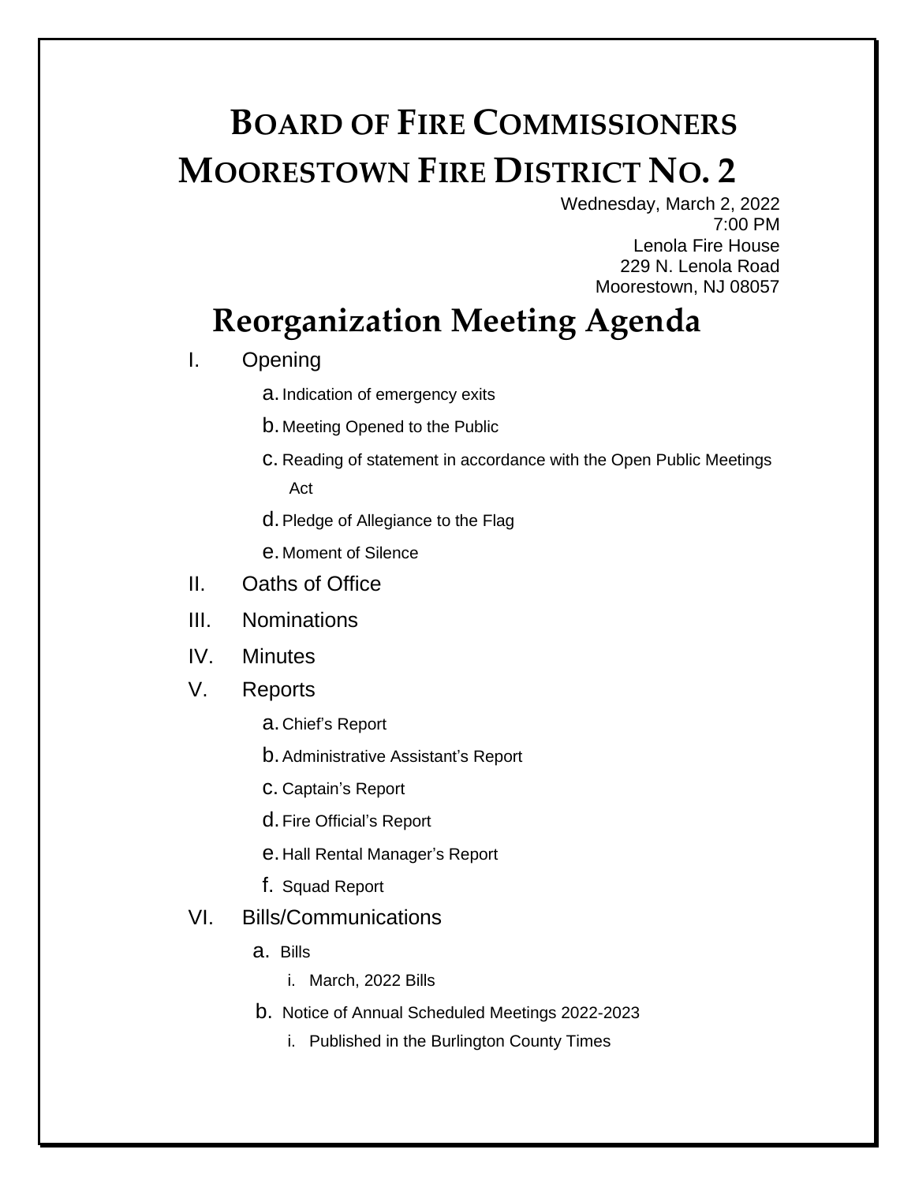# BOARD OF FIRE COMMISSIONERS
# MOORESTOWN FIRE DISTRICT NO. 2

Wednesday, March 2, 2022
7:00 PM
Lenola Fire House
229 N. Lenola Road
Moorestown, NJ 08057

## Reorganization Meeting Agenda

I. Opening
   a. Indication of emergency exits
   b. Meeting Opened to the Public
   c. Reading of statement in accordance with the Open Public Meetings Act
   d. Pledge of Allegiance to the Flag
   e. Moment of Silence

II. Oaths of Office

III. Nominations

IV. Minutes

V. Reports
   a. Chief's Report
   b. Administrative Assistant's Report
   c. Captain's Report
   d. Fire Official's Report
   e. Hall Rental Manager's Report
   f. Squad Report

VI. Bills/Communications
   a. Bills
      i. March, 2022 Bills
   b. Notice of Annual Scheduled Meetings 2022-2023
      i. Published in the Burlington County Times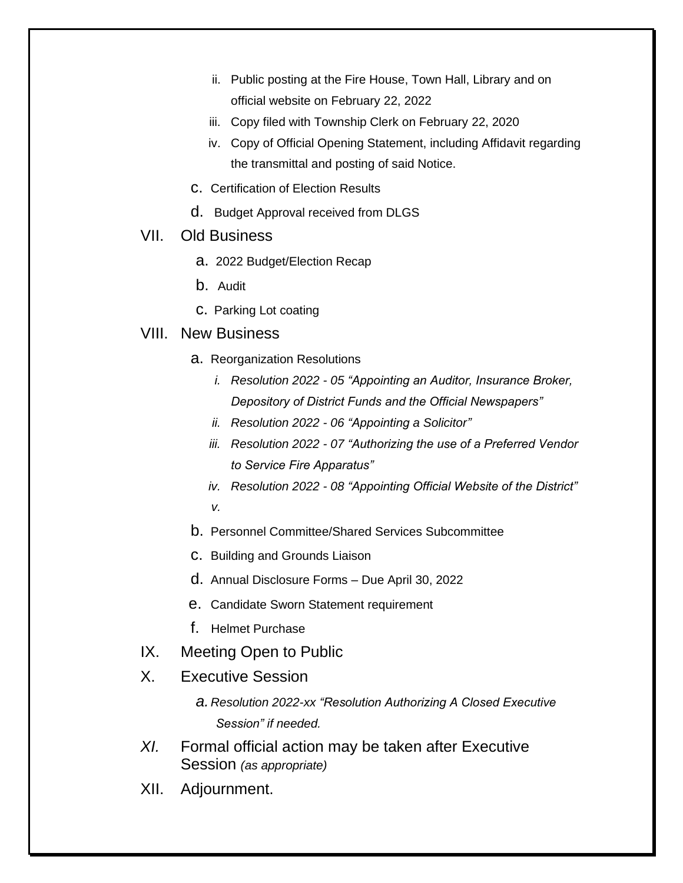- ii. Public posting at the Fire House, Town Hall, Library and on official website on February 22, 2022
   - iii. Copy filed with Township Clerk on February 22, 2020
   - iv. Copy of Official Opening Statement, including Affidavit regarding the transmittal and posting of said Notice.
- c. Certification of Election Results
- d. Budget Approval received from DLGS

VII. Old Business

- a. 2022 Budget/Election Recap
- b. Audit
- c. Parking Lot coating

VIII. New Business

- a. Reorganization Resolutions
   - *i. Resolution 2022 - 05 "Appointing an Auditor, Insurance Broker, Depository of District Funds and the Official Newspapers"*
   - *ii. Resolution 2022 - 06 "Appointing a Solicitor"*
   - *iii. Resolution 2022 - 07 "Authorizing the use of a Preferred Vendor to Service Fire Apparatus"*
   - *iv. Resolution 2022 - 08 "Appointing Official Website of the District"*
   - *v.*
- b. Personnel Committee/Shared Services Subcommittee
- c. Building and Grounds Liaison
- d. Annual Disclosure Forms – Due April 30, 2022
- e. Candidate Sworn Statement requirement
- f. Helmet Purchase

IX. Meeting Open to Public

X. Executive Session

- *a. Resolution 2022-xx "Resolution Authorizing A Closed Executive Session" if needed.*

*XI.* Formal official action may be taken after Executive Session *(as appropriate)*

XII. Adjournment.